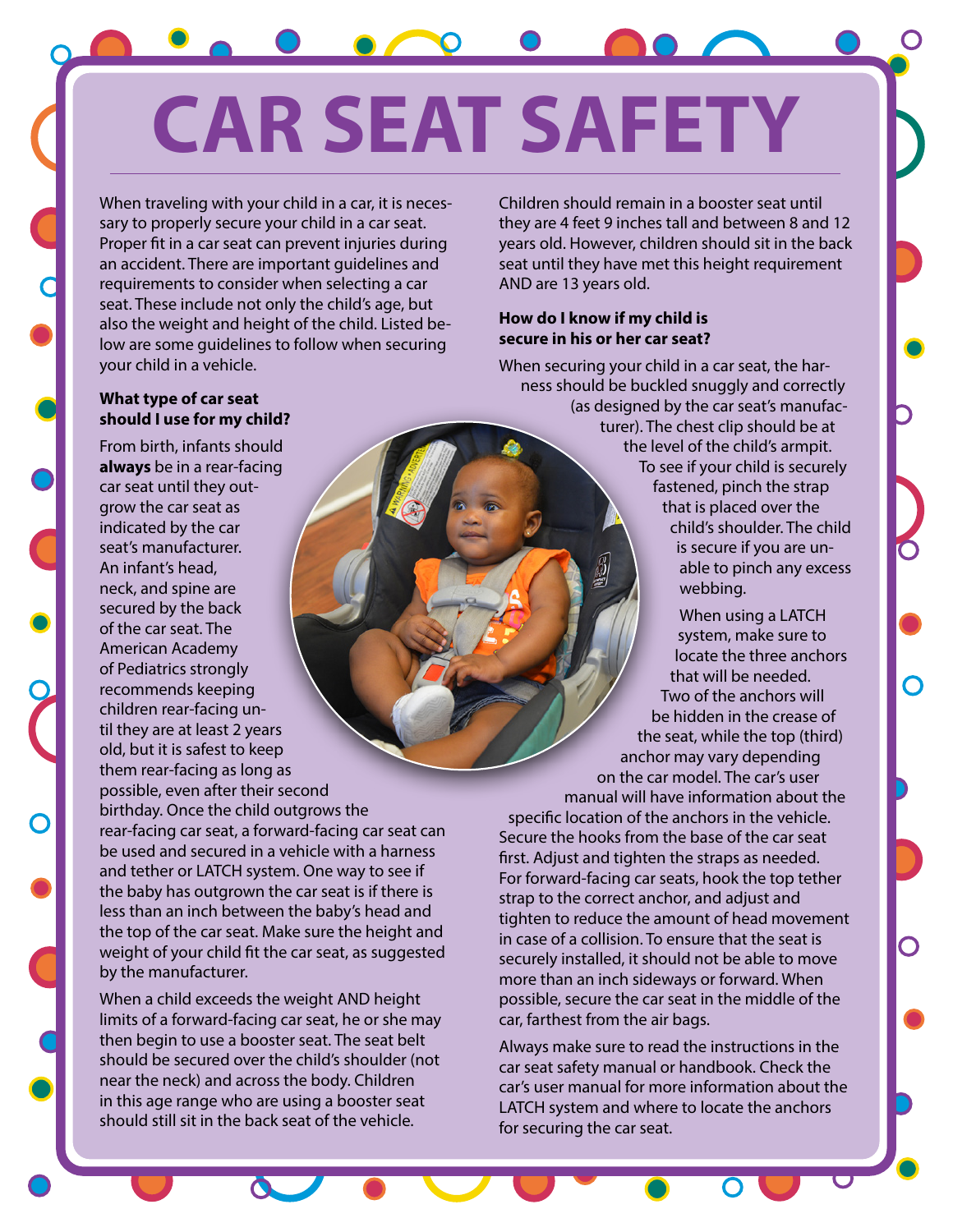# CAR SEAT SAFETY

When traveling with your child in a car, it is necessary to properly secure your child in a car seat. Proper fit in a car seat can prevent injuries during an accident. There are important guidelines and requirements to consider when selecting a car seat. These include not only the child's age, but also the weight and height of the child. Listed below are some guidelines to follow when securing your child in a vehicle.

### What type of car seat should I use for my child?

From birth, infants should **always** be in a rear-facing car seat until they outgrow the car seat as indicated by the car seat's manufacturer. An infant's head, neck, and spine are secured by the back of the car seat. The American Academy of Pediatrics strongly recommends keeping children rear-facing until they are at least 2 years old, but it is safest to keep them rear-facing as long as possible, even after their second birthday. Once the child outgrows the rear-facing car seat, a forward-facing car seat can be used and secured in a vehicle with a harness and tether or LATCH system. One way to see if the baby has outgrown the car seat is if there is less than an inch between the baby's head and the top of the car seat. Make sure the height and weight of your child fit the car seat, as suggested by the manufacturer.

When a child exceeds the weight AND height limits of a forward-facing car seat, he or she may then begin to use a booster seat. The seat belt should be secured over the child's shoulder (not near the neck) and across the body. Children in this age range who are using a booster seat should still sit in the back seat of the vehicle.

Children should remain in a booster seat until they are 4 feet 9 inches tall and between 8 and 12 years old. However, children should sit in the back seat until they have met this height requirement AND are 13 years old.

### How do I know if my child is secure in his or her car seat?

When securing your child in a car seat, the harness should be buckled snuggly and correctly (as designed by the car seat's manufacturer). The chest clip should be at the level of the child's armpit. To see if your child is securely fastened, pinch the strap that is placed over the child's shoulder. The child is secure if you are unable to pinch any excess webbing.

When using a LATCH system, make sure to locate the three anchors that will be needed. Two of the anchors will be hidden in the crease of the seat, while the top (third) anchor may vary depending on the car model. The car's user manual will have information about the specific location of the anchors in the vehicle. Secure the hooks from the base of the car seat first. Adjust and tighten the straps as needed. For forward-facing car seats, hook the top tether strap to the correct anchor, and adjust and tighten to reduce the amount of head movement in case of a collision. To ensure that the seat is securely installed, it should not be able to move more than an inch sideways or forward. When possible, secure the car seat in the middle of the car, farthest from the air bags.

Always make sure to read the instructions in the car seat safety manual or handbook. Check the car's user manual for more information about the LATCH system and where to locate the anchors for securing the car seat.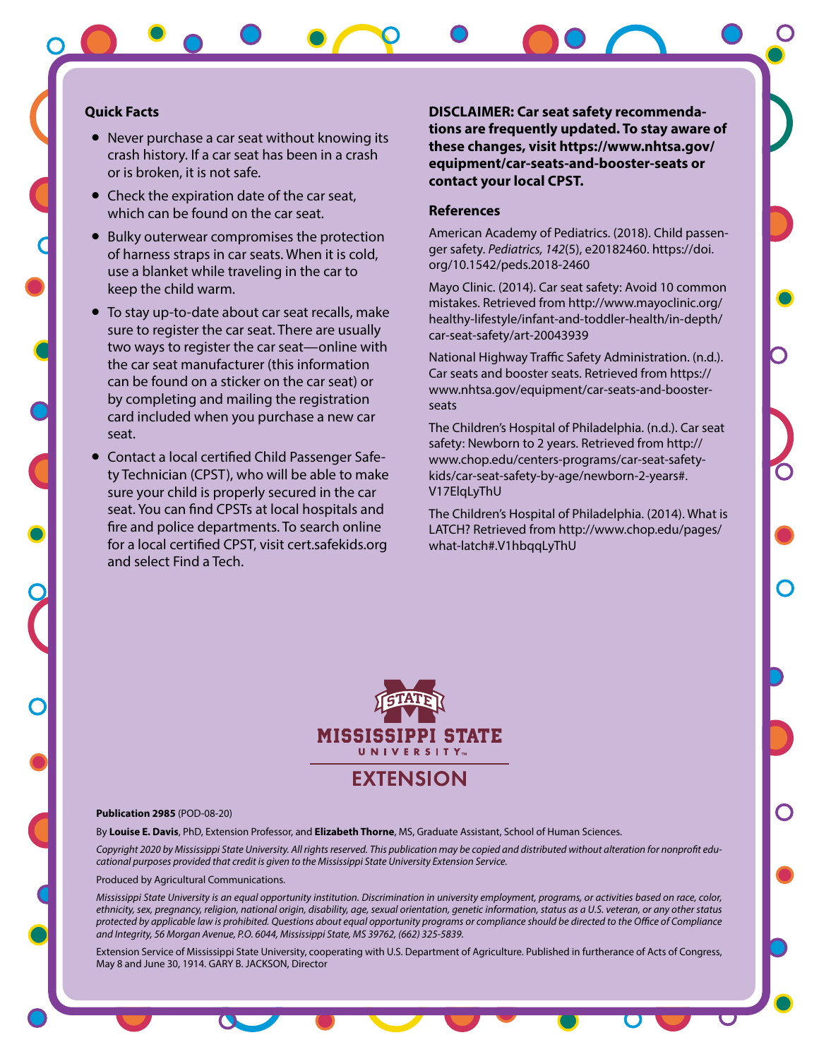## Quick Facts

- Never purchase a car seat without knowing its crash history. If a car seat has been in a crash or is broken, it is not safe.
- Check the expiration date of the car seat, which can be found on the car seat.
- Bulky outerwear compromises the protection of harness straps in car seats. When it is cold, use a blanket while traveling in the car to keep the child warm.
- To stay up-to-date about car seat recalls, make sure to register the car seat. There are usually two ways to register the car seat—online with the car seat manufacturer (this information can be found on a sticker on the car seat) or by completing and mailing the registration card included when you purchase a new car seat.
- Contact a local certified Child Passenger Safety Technician (CPST), who will be able to make sure your child is properly secured in the car seat. You can find CPSTs at local hospitals and fire and police departments. To search online for a local certified CPST, visit cert.safekids.org and select Find a Tech.

**DISCLAIMER: Car seat safety recommendations are frequently updated. To stay aware of these changes, visit https://www.nhtsa.gov/equipment/car-seats-and-booster-seats or contact your local CPST.**

## References

American Academy of Pediatrics. (2018). Child passenger safety. *Pediatrics, 142*(5), e20182460. https://doi.org/10.1542/peds.2018-2460

Mayo Clinic. (2014). Car seat safety: Avoid 10 common mistakes. Retrieved from http://www.mayoclinic.org/healthy-lifestyle/infant-and-toddler-health/in-depth/car-seat-safety/art-20043939

National Highway Traffic Safety Administration. (n.d.). Car seats and booster seats. Retrieved from https://www.nhtsa.gov/equipment/car-seats-and-booster-seats

The Children's Hospital of Philadelphia. (n.d.). Car seat safety: Newborn to 2 years. Retrieved from http://www.chop.edu/centers-programs/car-seat-safety-kids/car-seat-safety-by-age/newborn-2-years#.V17ElqLyThU

The Children's Hospital of Philadelphia. (2014). What is LATCH? Retrieved from http://www.chop.edu/pages/what-latch#.V1hbqqLyThU

MISSISSIPPI STATE UNIVERSITY EXTENSION

**Publication 2985** (POD-08-20)

By **Louise E. Davis**, PhD, Extension Professor, and **Elizabeth Thorne**, MS, Graduate Assistant, School of Human Sciences.

*Copyright 2020 by Mississippi State University. All rights reserved. This publication may be copied and distributed without alteration for nonprofit educational purposes provided that credit is given to the Mississippi State University Extension Service.*

Produced by Agricultural Communications.

*Mississippi State University is an equal opportunity institution. Discrimination in university employment, programs, or activities based on race, color, ethnicity, sex, pregnancy, religion, national origin, disability, age, sexual orientation, genetic information, status as a U.S. veteran, or any other status protected by applicable law is prohibited. Questions about equal opportunity programs or compliance should be directed to the Office of Compliance and Integrity, 56 Morgan Avenue, P.O. 6044, Mississippi State, MS 39762, (662) 325-5839.*

Extension Service of Mississippi State University, cooperating with U.S. Department of Agriculture. Published in furtherance of Acts of Congress, May 8 and June 30, 1914. GARY B. JACKSON, Director